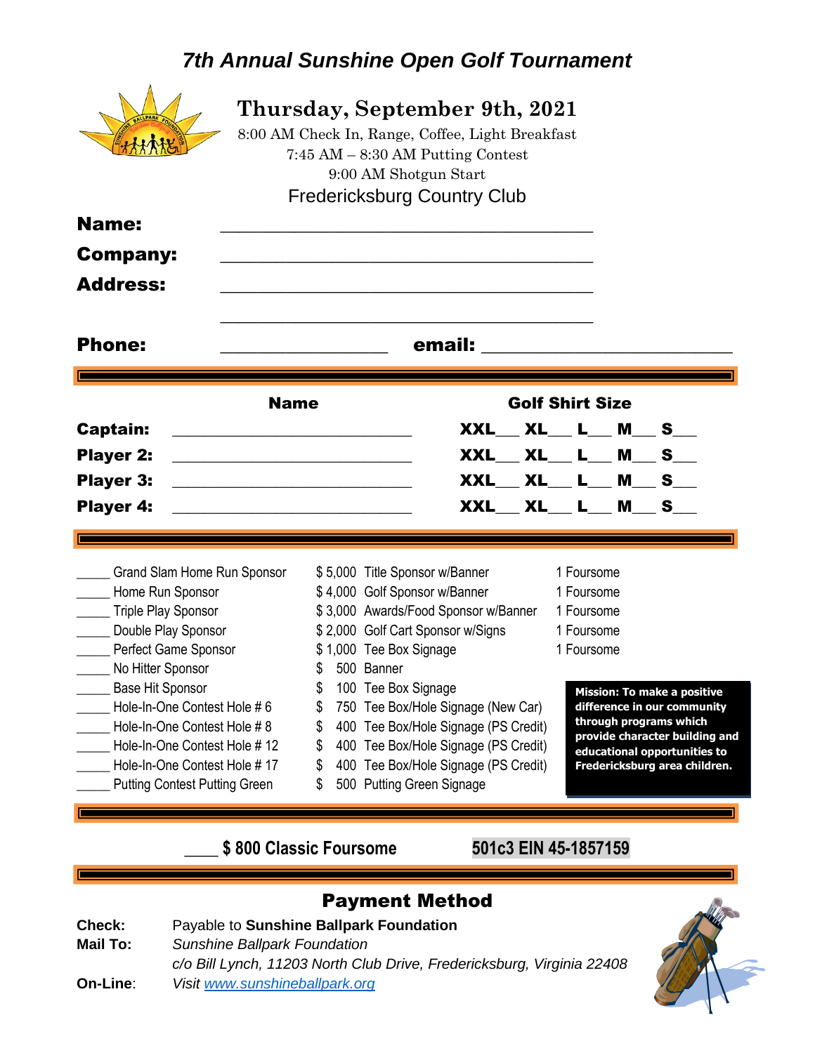# *7th Annual Sunshine Open Golf Tournament*

## Thursday, September 9th, 2021

8:00 AM Check In, Range, Coffee, Light Breakfast
7:45 AM – 8:30 AM Putting Contest
9:00 AM Shotgun Start
Fredericksburg Country Club

**Name:** ________________________________________

**Company:** ________________________________________

**Address:** ________________________________________

________________________________________

**Phone:** __________________ **email:** ___________________________

| | Name | Golf Shirt Size |
|---|---|---|
| **Captain:** | ______________________________ | **XXL__ XL__ L__ M__ S__** |
| **Player 2:** | ______________________________ | **XXL__ XL__ L__ M__ S__** |
| **Player 3:** | ______________________________ | **XXL__ XL__ L__ M__ S__** |
| **Player 4:** | ______________________________ | **XXL__ XL__ L__ M__ S__** |

| | | | | |
|---|---|---|---|---|
| _____ | Grand Slam Home Run Sponsor | $ 5,000 | Title Sponsor w/Banner | 1 Foursome |
| _____ | Home Run Sponsor | $ 4,000 | Golf Sponsor w/Banner | 1 Foursome |
| _____ | Triple Play Sponsor | $ 3,000 | Awards/Food Sponsor w/Banner | 1 Foursome |
| _____ | Double Play Sponsor | $ 2,000 | Golf Cart Sponsor w/Signs | 1 Foursome |
| _____ | Perfect Game Sponsor | $ 1,000 | Tee Box Signage | 1 Foursome |
| _____ | No Hitter Sponsor | $ 500 | Banner | |
| _____ | Base Hit Sponsor | $ 100 | Tee Box Signage | |
| _____ | Hole-In-One Contest Hole # 6 | $ 750 | Tee Box/Hole Signage (New Car) | |
| _____ | Hole-In-One Contest Hole # 8 | $ 400 | Tee Box/Hole Signage (PS Credit) | |
| _____ | Hole-In-One Contest Hole # 12 | $ 400 | Tee Box/Hole Signage (PS Credit) | |
| _____ | Hole-In-One Contest Hole # 17 | $ 400 | Tee Box/Hole Signage (PS Credit) | |
| _____ | Putting Contest Putting Green | $ 500 | Putting Green Signage | |

**Mission: To make a positive difference in our community through programs which provide character building and educational opportunities to Fredericksburg area children.**

____ **$ 800 Classic Foursome**    **501c3 EIN 45-1857159**

## Payment Method

**Check:** Payable to **Sunshine Ballpark Foundation**

**Mail To:** *Sunshine Ballpark Foundation*
*c/o Bill Lynch, 11203 North Club Drive, Fredericksburg, Virginia 22408*

**On-Line**: *Visit www.sunshineballpark.org*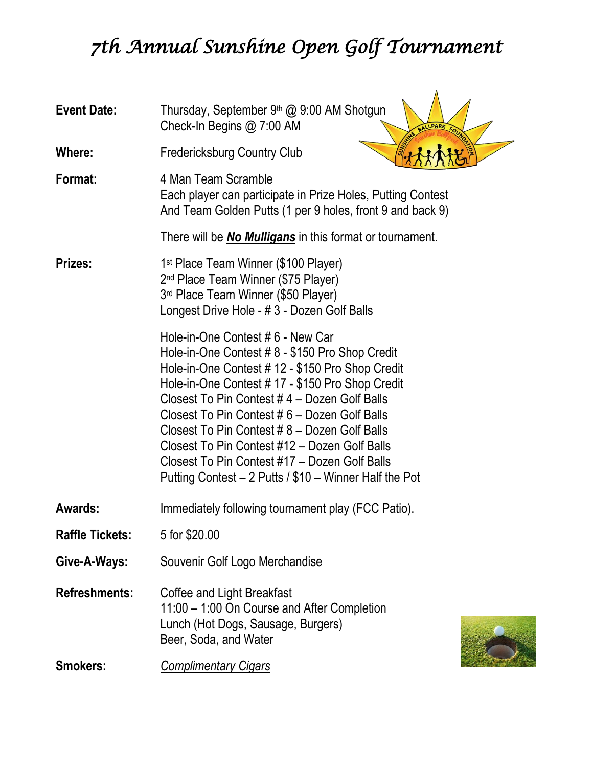# *7th Annual Sunshine Open Golf Tournament*

**Event Date:** Thursday, September 9th @ 9:00 AM Shotgun
Check-In Begins @ 7:00 AM

**Where:** Fredericksburg Country Club

**Format:** 4 Man Team Scramble
Each player can participate in Prize Holes, Putting Contest
And Team Golden Putts (1 per 9 holes, front 9 and back 9)

There will be ***No Mulligans*** in this format or tournament.

**Prizes:**
1st Place Team Winner ($100 Player)
2nd Place Team Winner ($75 Player)
3rd Place Team Winner ($50 Player)
Longest Drive Hole - # 3 - Dozen Golf Balls

Hole-in-One Contest # 6 - New Car
Hole-in-One Contest # 8 - $150 Pro Shop Credit
Hole-in-One Contest # 12 - $150 Pro Shop Credit
Hole-in-One Contest # 17 - $150 Pro Shop Credit
Closest To Pin Contest # 4 – Dozen Golf Balls
Closest To Pin Contest # 6 – Dozen Golf Balls
Closest To Pin Contest # 8 – Dozen Golf Balls
Closest To Pin Contest #12 – Dozen Golf Balls
Closest To Pin Contest #17 – Dozen Golf Balls
Putting Contest – 2 Putts / $10 – Winner Half the Pot

**Awards:** Immediately following tournament play (FCC Patio).

**Raffle Tickets:** 5 for $20.00

**Give-A-Ways:** Souvenir Golf Logo Merchandise

**Refreshments:** Coffee and Light Breakfast
11:00 – 1:00 On Course and After Completion
Lunch (Hot Dogs, Sausage, Burgers)
Beer, Soda, and Water

**Smokers:** *Complimentary Cigars*